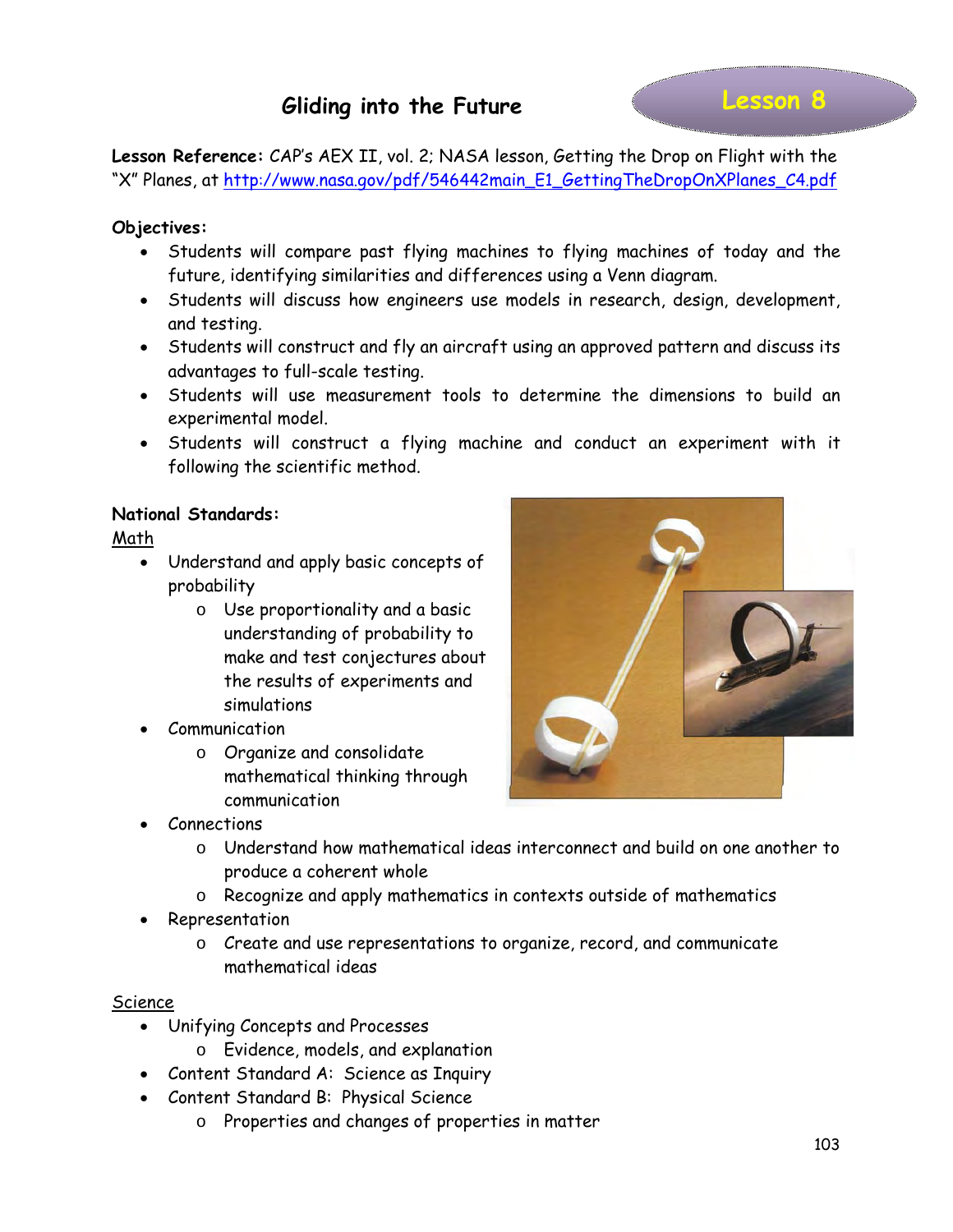# Gliding into the Future

**Lesson 8**

**Lesson Reference:** CAP's AEX II, vol. 2; NASA lesson, Getting the Drop on Flight with the "X" Planes, at http://www.nasa.gov/pdf/546442main_E1_GettingTheDropOnXPlanes_C4.pdf

**Objectives:**

- Students will compare past flying machines to flying machines of today and the future, identifying similarities and differences using a Venn diagram.
- Students will discuss how engineers use models in research, design, development, and testing.
- Students will construct and fly an aircraft using an approved pattern and discuss its advantages to full-scale testing.
- Students will use measurement tools to determine the dimensions to build an experimental model.
- Students will construct a flying machine and conduct an experiment with it following the scientific method.

**National Standards:**

Math

- Understand and apply basic concepts of probability
  - Use proportionality and a basic understanding of probability to make and test conjectures about the results of experiments and simulations
- Communication
  - Organize and consolidate mathematical thinking through communication
- Connections
  - Understand how mathematical ideas interconnect and build on one another to produce a coherent whole
  - Recognize and apply mathematics in contexts outside of mathematics
- Representation
  - Create and use representations to organize, record, and communicate mathematical ideas

Science

- Unifying Concepts and Processes
  - Evidence, models, and explanation
- Content Standard A: Science as Inquiry
- Content Standard B: Physical Science
  - Properties and changes of properties in matter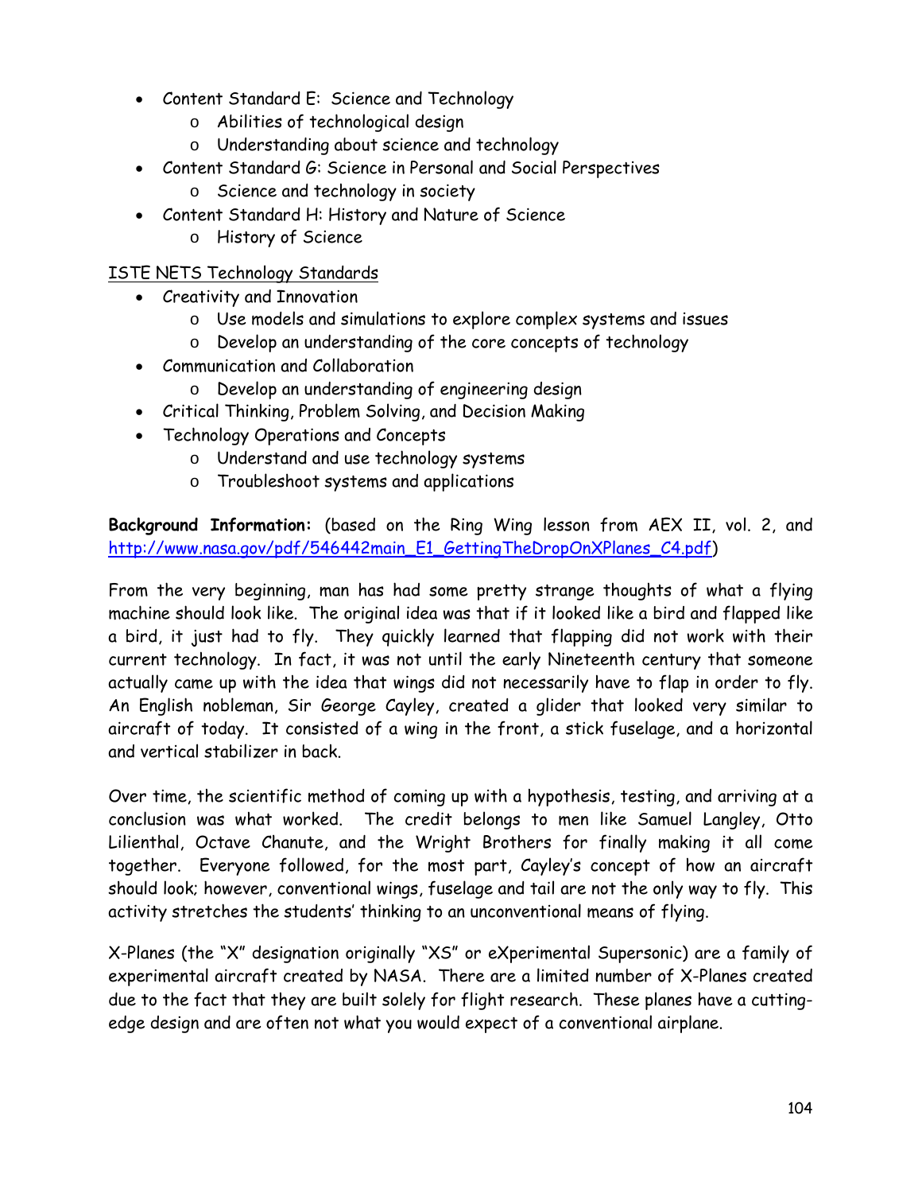- Content Standard E: Science and Technology
  - Abilities of technological design
  - Understanding about science and technology
- Content Standard G: Science in Personal and Social Perspectives
  - Science and technology in society
- Content Standard H: History and Nature of Science
  - History of Science

ISTE NETS Technology Standards

- Creativity and Innovation
  - Use models and simulations to explore complex systems and issues
  - Develop an understanding of the core concepts of technology
- Communication and Collaboration
  - Develop an understanding of engineering design
- Critical Thinking, Problem Solving, and Decision Making
- Technology Operations and Concepts
  - Understand and use technology systems
  - Troubleshoot systems and applications

**Background Information:** (based on the Ring Wing lesson from AEX II, vol. 2, and [http://www.nasa.gov/pdf/546442main_E1_GettingTheDropOnXPlanes_C4.pdf](http://www.nasa.gov/pdf/546442main_E1_GettingTheDropOnXPlanes_C4.pdf))

From the very beginning, man has had some pretty strange thoughts of what a flying machine should look like. The original idea was that if it looked like a bird and flapped like a bird, it just had to fly. They quickly learned that flapping did not work with their current technology. In fact, it was not until the early Nineteenth century that someone actually came up with the idea that wings did not necessarily have to flap in order to fly. An English nobleman, Sir George Cayley, created a glider that looked very similar to aircraft of today. It consisted of a wing in the front, a stick fuselage, and a horizontal and vertical stabilizer in back.

Over time, the scientific method of coming up with a hypothesis, testing, and arriving at a conclusion was what worked. The credit belongs to men like Samuel Langley, Otto Lilienthal, Octave Chanute, and the Wright Brothers for finally making it all come together. Everyone followed, for the most part, Cayley's concept of how an aircraft should look; however, conventional wings, fuselage and tail are not the only way to fly. This activity stretches the students' thinking to an unconventional means of flying.

X-Planes (the "X" designation originally "XS" or eXperimental Supersonic) are a family of experimental aircraft created by NASA. There are a limited number of X-Planes created due to the fact that they are built solely for flight research. These planes have a cutting-edge design and are often not what you would expect of a conventional airplane.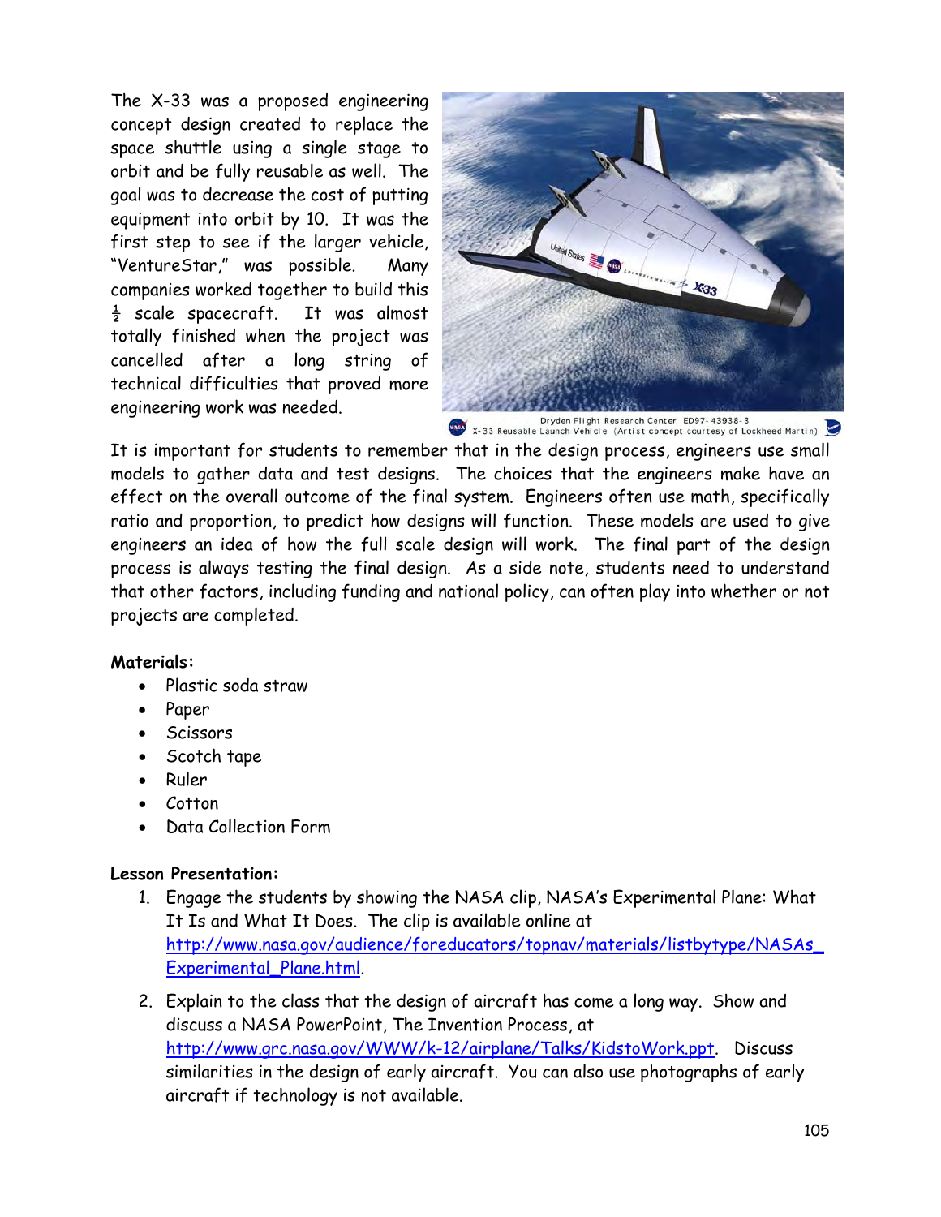The X-33 was a proposed engineering concept design created to replace the space shuttle using a single stage to orbit and be fully reusable as well. The goal was to decrease the cost of putting equipment into orbit by 10. It was the first step to see if the larger vehicle, "VentureStar," was possible. Many companies worked together to build this ½ scale spacecraft. It was almost totally finished when the project was cancelled after a long string of technical difficulties that proved more engineering work was needed.

Dryden Flight Research Center ED97-43938-3
X-33 Reusable Launch Vehicle (Artist concept courtesy of Lockheed Martin)

It is important for students to remember that in the design process, engineers use small models to gather data and test designs. The choices that the engineers make have an effect on the overall outcome of the final system. Engineers often use math, specifically ratio and proportion, to predict how designs will function. These models are used to give engineers an idea of how the full scale design will work. The final part of the design process is always testing the final design. As a side note, students need to understand that other factors, including funding and national policy, can often play into whether or not projects are completed.

**Materials:**

- Plastic soda straw
- Paper
- Scissors
- Scotch tape
- Ruler
- Cotton
- Data Collection Form

**Lesson Presentation:**

1. Engage the students by showing the NASA clip, NASA's Experimental Plane: What It Is and What It Does. The clip is available online at http://www.nasa.gov/audience/foreducators/topnav/materials/listbytype/NASAs_Experimental_Plane.html.
2. Explain to the class that the design of aircraft has come a long way. Show and discuss a NASA PowerPoint, The Invention Process, at http://www.grc.nasa.gov/WWW/k-12/airplane/Talks/KidstoWork.ppt. Discuss similarities in the design of early aircraft. You can also use photographs of early aircraft if technology is not available.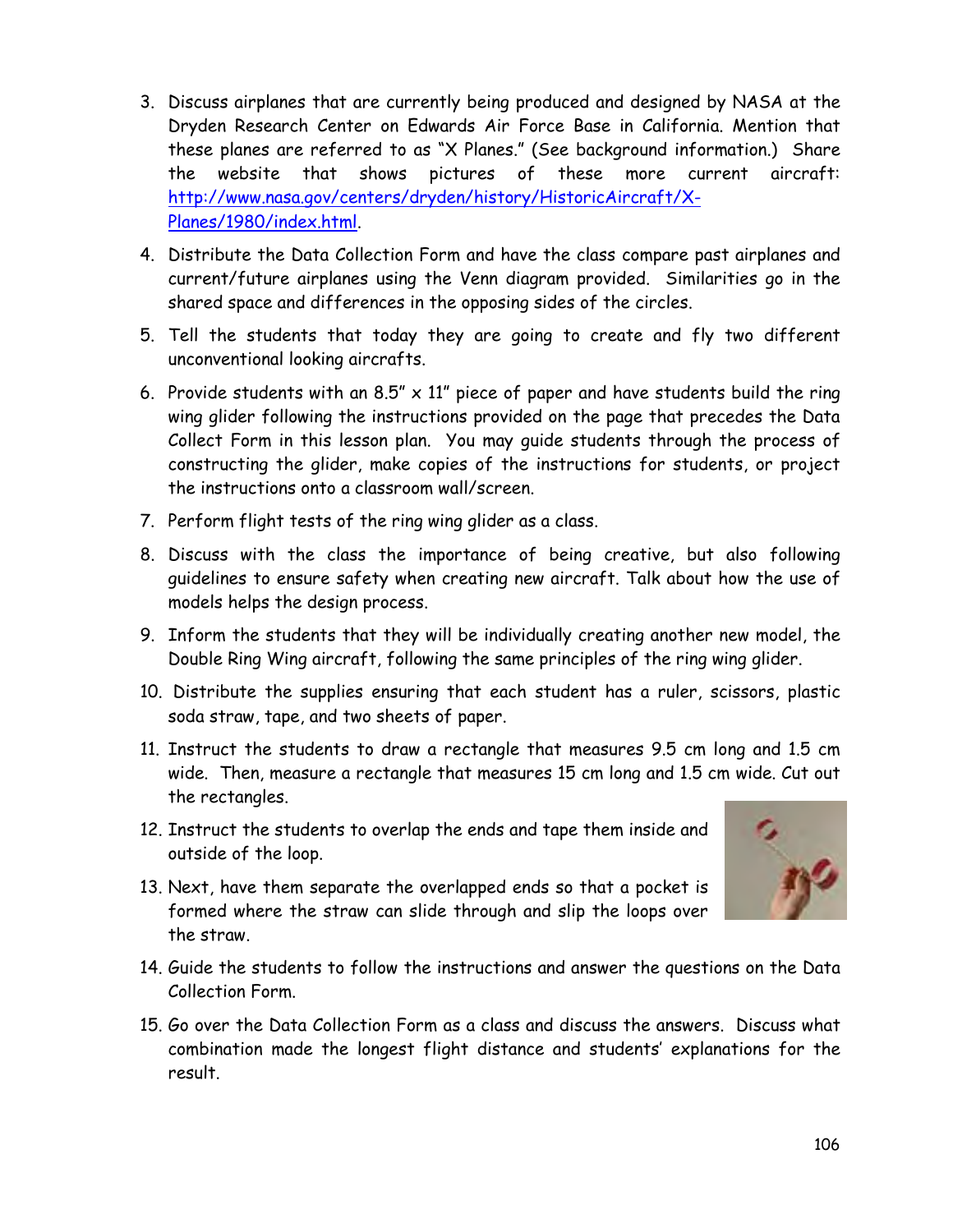3. Discuss airplanes that are currently being produced and designed by NASA at the Dryden Research Center on Edwards Air Force Base in California. Mention that these planes are referred to as "X Planes." (See background information.) Share the website that shows pictures of these more current aircraft: [http://www.nasa.gov/centers/dryden/history/HistoricAircraft/X-Planes/1980/index.html](http://www.nasa.gov/centers/dryden/history/HistoricAircraft/X-Planes/1980/index.html).

4. Distribute the Data Collection Form and have the class compare past airplanes and current/future airplanes using the Venn diagram provided. Similarities go in the shared space and differences in the opposing sides of the circles.

5. Tell the students that today they are going to create and fly two different unconventional looking aircrafts.

6. Provide students with an 8.5" x 11" piece of paper and have students build the ring wing glider following the instructions provided on the page that precedes the Data Collect Form in this lesson plan. You may guide students through the process of constructing the glider, make copies of the instructions for students, or project the instructions onto a classroom wall/screen.

7. Perform flight tests of the ring wing glider as a class.

8. Discuss with the class the importance of being creative, but also following guidelines to ensure safety when creating new aircraft. Talk about how the use of models helps the design process.

9. Inform the students that they will be individually creating another new model, the Double Ring Wing aircraft, following the same principles of the ring wing glider.

10. Distribute the supplies ensuring that each student has a ruler, scissors, plastic soda straw, tape, and two sheets of paper.

11. Instruct the students to draw a rectangle that measures 9.5 cm long and 1.5 cm wide. Then, measure a rectangle that measures 15 cm long and 1.5 cm wide. Cut out the rectangles.

12. Instruct the students to overlap the ends and tape them inside and outside of the loop.

13. Next, have them separate the overlapped ends so that a pocket is formed where the straw can slide through and slip the loops over the straw.

14. Guide the students to follow the instructions and answer the questions on the Data Collection Form.

15. Go over the Data Collection Form as a class and discuss the answers. Discuss what combination made the longest flight distance and students' explanations for the result.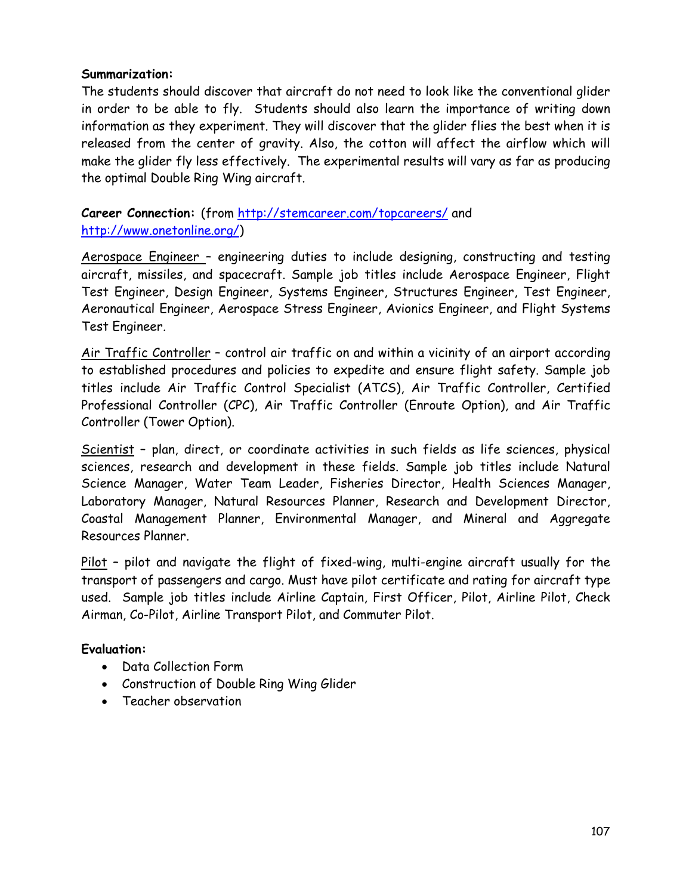**Summarization:**

The students should discover that aircraft do not need to look like the conventional glider in order to be able to fly. Students should also learn the importance of writing down information as they experiment. They will discover that the glider flies the best when it is released from the center of gravity. Also, the cotton will affect the airflow which will make the glider fly less effectively. The experimental results will vary as far as producing the optimal Double Ring Wing aircraft.

**Career Connection:** (from [http://stemcareer.com/topcareers/](http://stemcareer.com/topcareers/) and [http://www.onetonline.org/](http://www.onetonline.org/))

<u>Aerospace Engineer</u> – engineering duties to include designing, constructing and testing aircraft, missiles, and spacecraft. Sample job titles include Aerospace Engineer, Flight Test Engineer, Design Engineer, Systems Engineer, Structures Engineer, Test Engineer, Aeronautical Engineer, Aerospace Stress Engineer, Avionics Engineer, and Flight Systems Test Engineer.

<u>Air Traffic Controller</u> – control air traffic on and within a vicinity of an airport according to established procedures and policies to expedite and ensure flight safety. Sample job titles include Air Traffic Control Specialist (ATCS), Air Traffic Controller, Certified Professional Controller (CPC), Air Traffic Controller (Enroute Option), and Air Traffic Controller (Tower Option).

<u>Scientist</u> – plan, direct, or coordinate activities in such fields as life sciences, physical sciences, research and development in these fields. Sample job titles include Natural Science Manager, Water Team Leader, Fisheries Director, Health Sciences Manager, Laboratory Manager, Natural Resources Planner, Research and Development Director, Coastal Management Planner, Environmental Manager, and Mineral and Aggregate Resources Planner.

<u>Pilot</u> – pilot and navigate the flight of fixed-wing, multi-engine aircraft usually for the transport of passengers and cargo. Must have pilot certificate and rating for aircraft type used. Sample job titles include Airline Captain, First Officer, Pilot, Airline Pilot, Check Airman, Co-Pilot, Airline Transport Pilot, and Commuter Pilot.

**Evaluation:**

- Data Collection Form
- Construction of Double Ring Wing Glider
- Teacher observation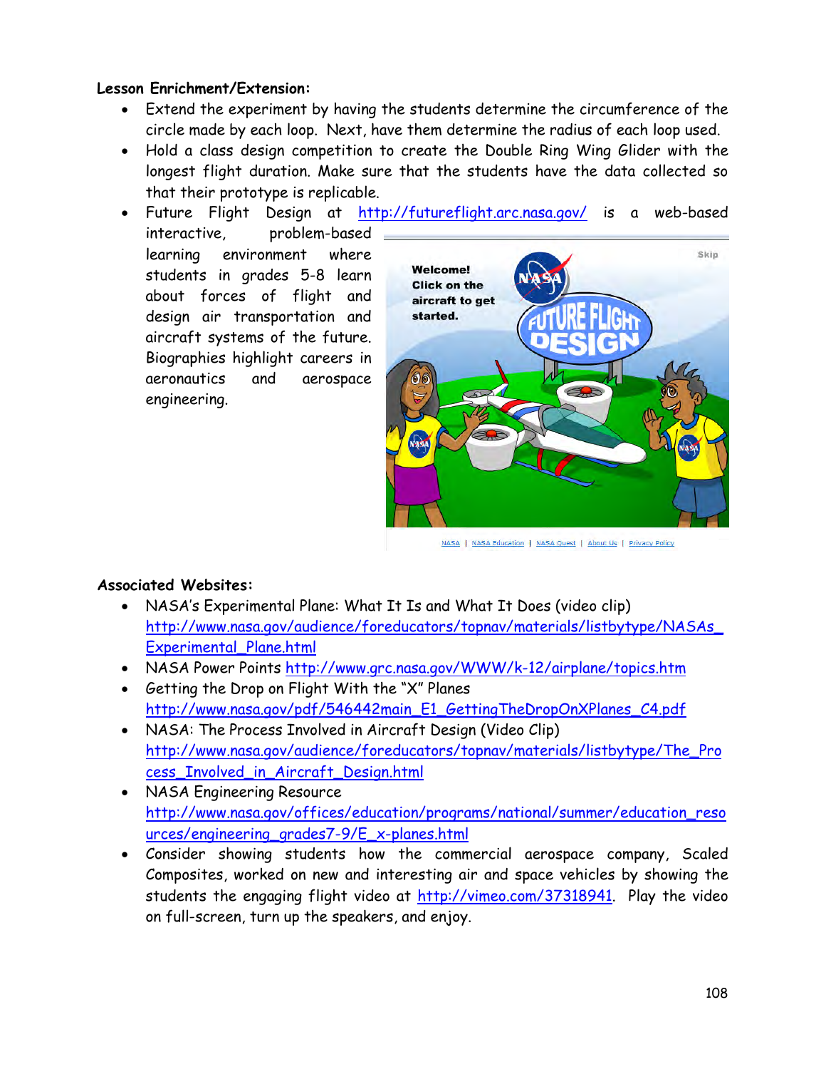**Lesson Enrichment/Extension:**

- Extend the experiment by having the students determine the circumference of the circle made by each loop. Next, have them determine the radius of each loop used.
- Hold a class design competition to create the Double Ring Wing Glider with the longest flight duration. Make sure that the students have the data collected so that their prototype is replicable.
- Future Flight Design at http://futureflight.arc.nasa.gov/ is a web-based interactive, problem-based learning environment where students in grades 5-8 learn about forces of flight and design air transportation and aircraft systems of the future. Biographies highlight careers in aeronautics and aerospace engineering.

**Associated Websites:**

- NASA's Experimental Plane: What It Is and What It Does (video clip) http://www.nasa.gov/audience/foreducators/topnav/materials/listbytype/NASAs_Experimental_Plane.html
- NASA Power Points http://www.grc.nasa.gov/WWW/k-12/airplane/topics.htm
- Getting the Drop on Flight With the "X" Planes http://www.nasa.gov/pdf/546442main_E1_GettingTheDropOnXPlanes_C4.pdf
- NASA: The Process Involved in Aircraft Design (Video Clip) http://www.nasa.gov/audience/foreducators/topnav/materials/listbytype/The_Process_Involved_in_Aircraft_Design.html
- NASA Engineering Resource http://www.nasa.gov/offices/education/programs/national/summer/education_resources/engineering_grades7-9/E_x-planes.html
- Consider showing students how the commercial aerospace company, Scaled Composites, worked on new and interesting air and space vehicles by showing the students the engaging flight video at http://vimeo.com/37318941. Play the video on full-screen, turn up the speakers, and enjoy.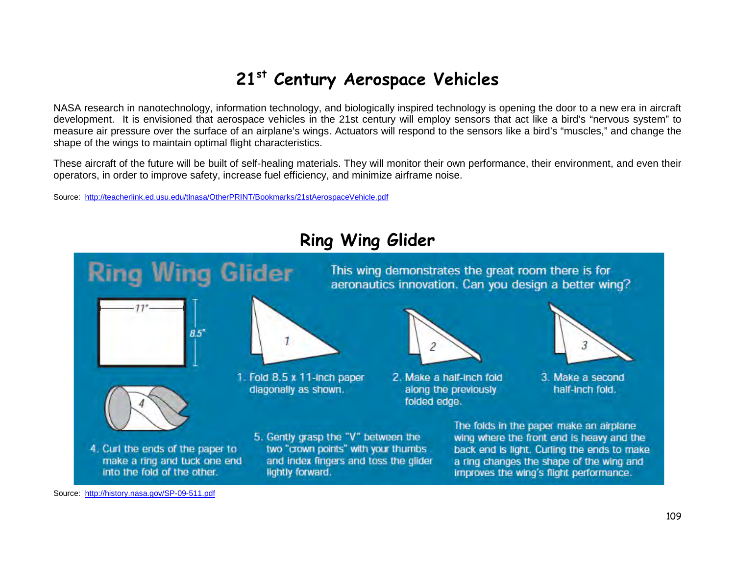# 21st Century Aerospace Vehicles

NASA research in nanotechnology, information technology, and biologically inspired technology is opening the door to a new era in aircraft development. It is envisioned that aerospace vehicles in the 21st century will employ sensors that act like a bird's "nervous system" to measure air pressure over the surface of an airplane's wings. Actuators will respond to the sensors like a bird's "muscles," and change the shape of the wings to maintain optimal flight characteristics.

These aircraft of the future will be built of self-healing materials. They will monitor their own performance, their environment, and even their operators, in order to improve safety, increase fuel efficiency, and minimize airframe noise.

Source: http://teacherlink.ed.usu.edu/tlnasa/OtherPRINT/Bookmarks/21stAerospaceVehicle.pdf

# Ring Wing Glider

## Ring Wing Glider

This wing demonstrates the great room there is for aeronautics innovation. Can you design a better wing?

11"

8.5"

1. Fold 8.5 x 11-inch paper diagonally as shown.
2. Make a half-inch fold along the previously folded edge.
3. Make a second half-inch fold.
4. Curl the ends of the paper to make a ring and tuck one end into the fold of the other.
5. Gently grasp the "V" between the two "crown points" with your thumbs and index fingers and toss the glider lightly forward.

The folds in the paper make an airplane wing where the front end is heavy and the back end is light. Curling the ends to make a ring changes the shape of the wing and improves the wing's flight performance.

Source: http://history.nasa.gov/SP-09-511.pdf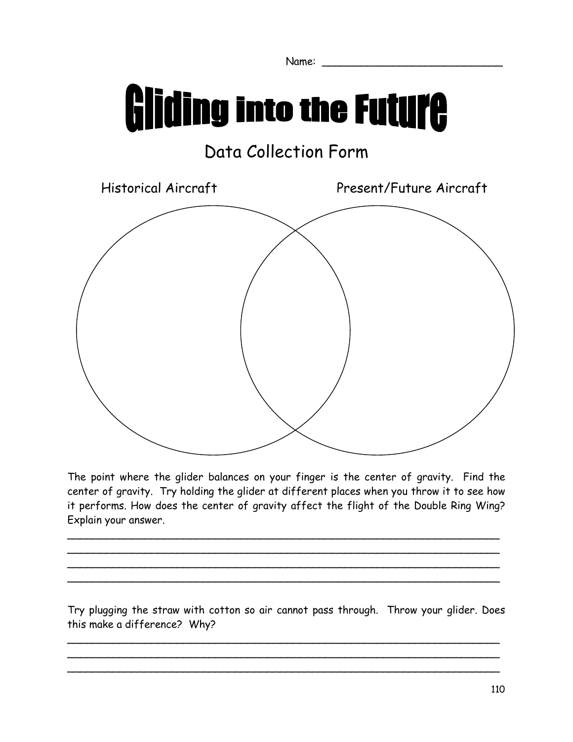Name: ____________________________

# Gliding into the Future

## Data Collection Form

Historical Aircraft | Present/Future Aircraft

The point where the glider balances on your finger is the center of gravity. Find the center of gravity. Try holding the glider at different places when you throw it to see how it performs. How does the center of gravity affect the flight of the Double Ring Wing? Explain your answer.

______________________________________________________________________
______________________________________________________________________
______________________________________________________________________
______________________________________________________________________

Try plugging the straw with cotton so air cannot pass through. Throw your glider. Does this make a difference? Why?

______________________________________________________________________
______________________________________________________________________
______________________________________________________________________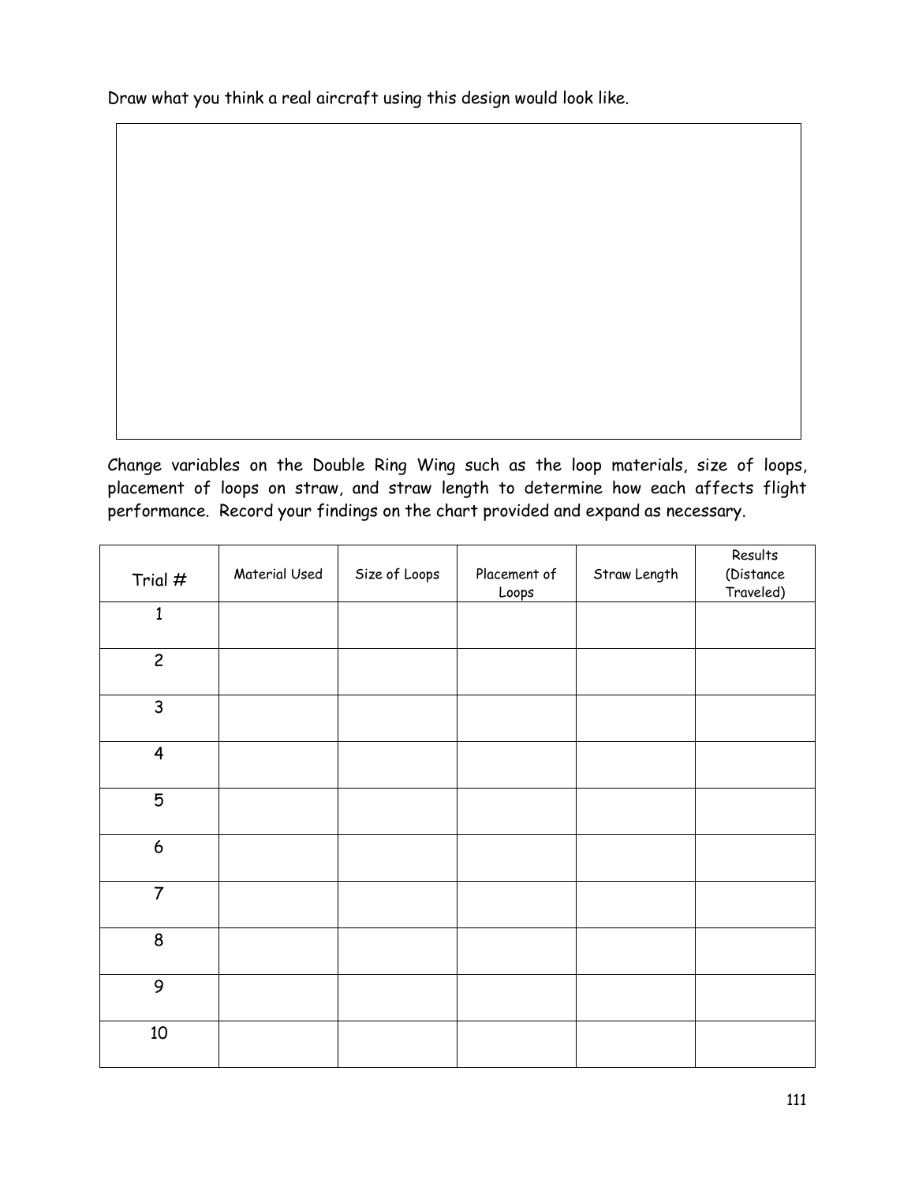Draw what you think a real aircraft using this design would look like.

Change variables on the Double Ring Wing such as the loop materials, size of loops, placement of loops on straw, and straw length to determine how each affects flight performance. Record your findings on the chart provided and expand as necessary.

| Trial # | Material Used | Size of Loops | Placement of Loops | Straw Length | Results (Distance Traveled) |
|---|---|---|---|---|---|
| 1 | | | | | |
| 2 | | | | | |
| 3 | | | | | |
| 4 | | | | | |
| 5 | | | | | |
| 6 | | | | | |
| 7 | | | | | |
| 8 | | | | | |
| 9 | | | | | |
| 10 | | | | | |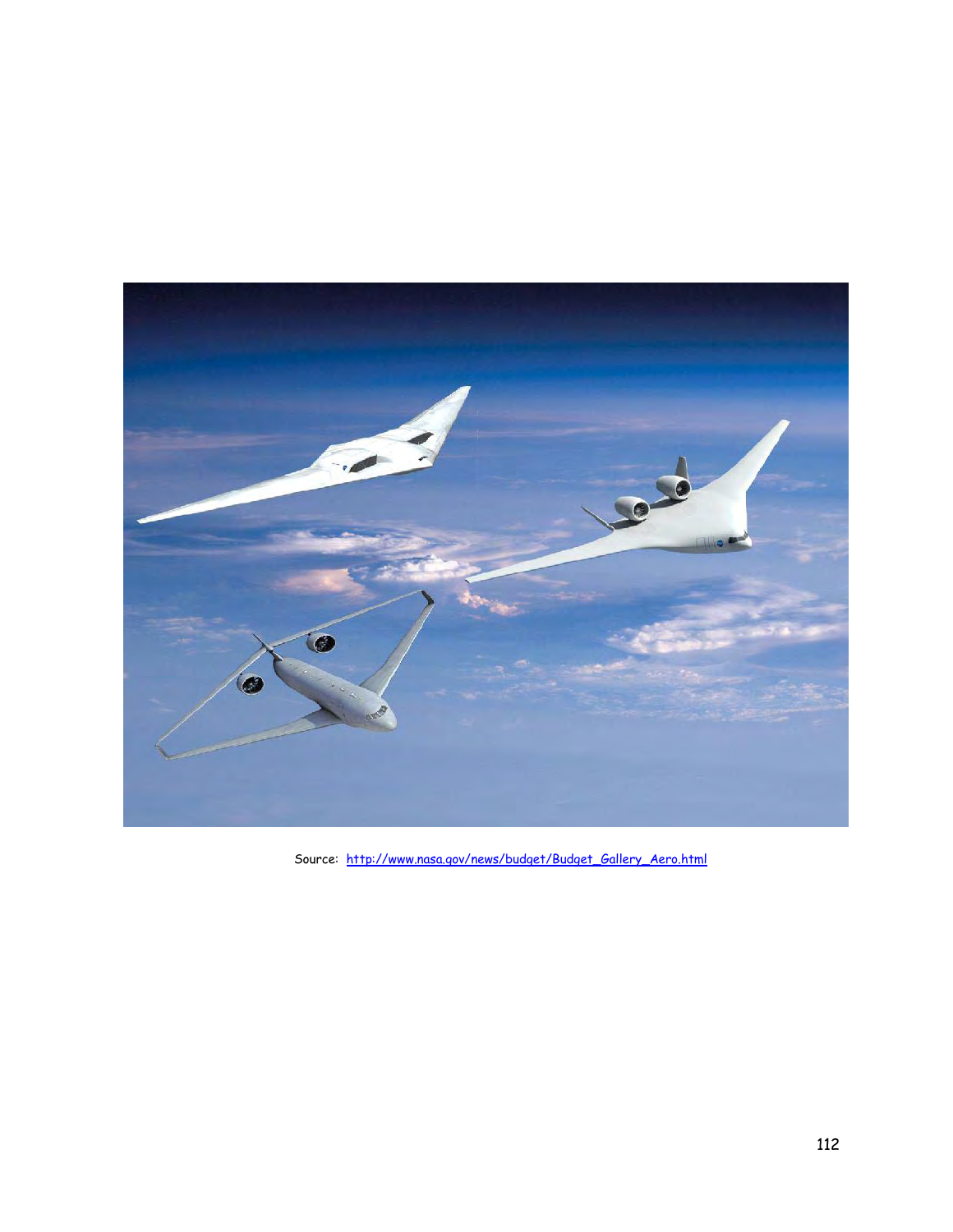Source: http://www.nasa.gov/news/budget/Budget_Gallery_Aero.html